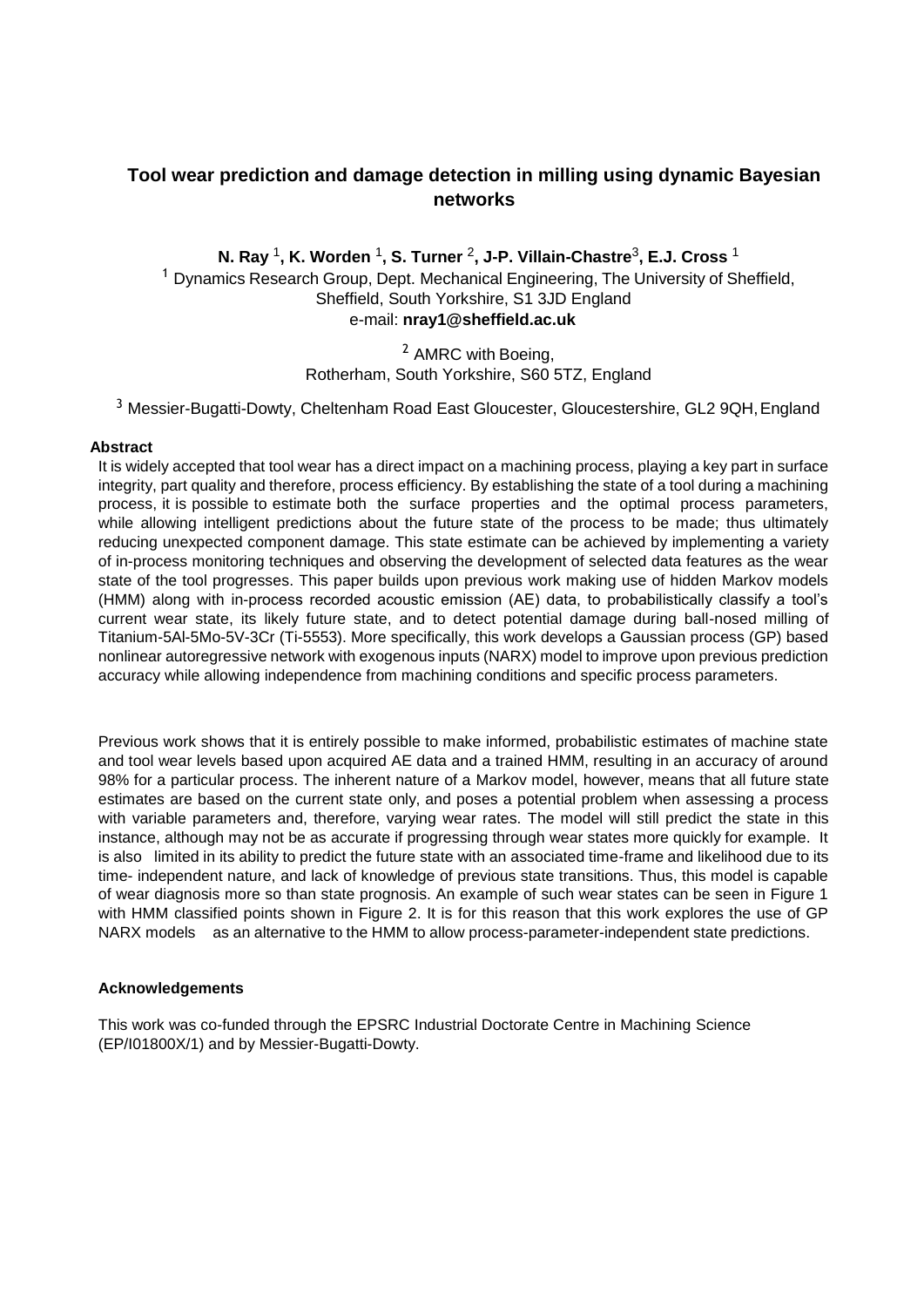# Tool wear prediction and damage detection in milling using dynamic Bayesian networks

**N. Ray** [1]**, K. Worden** [1]**, S. Turner** [2]**, J-P. Villain-Chastre**[3]**, E.J. Cross** [1]

[1] Dynamics Research Group, Dept. Mechanical Engineering, The University of Sheffield, Sheffield, South Yorkshire, S1 3JD England
e-mail: **nray1@sheffield.ac.uk**

[2] AMRC with Boeing,
Rotherham, South Yorkshire, S60 5TZ, England

[3] Messier-Bugatti-Dowty, Cheltenham Road East Gloucester, Gloucestershire, GL2 9QH, England

## Abstract

It is widely accepted that tool wear has a direct impact on a machining process, playing a key part in surface integrity, part quality and therefore, process efficiency. By establishing the state of a tool during a machining process, it is possible to estimate both the surface properties and the optimal process parameters, while allowing intelligent predictions about the future state of the process to be made; thus ultimately reducing unexpected component damage. This state estimate can be achieved by implementing a variety of in-process monitoring techniques and observing the development of selected data features as the wear state of the tool progresses. This paper builds upon previous work making use of hidden Markov models (HMM) along with in-process recorded acoustic emission (AE) data, to probabilistically classify a tool's current wear state, its likely future state, and to detect potential damage during ball-nosed milling of Titanium-5Al-5Mo-5V-3Cr (Ti-5553). More specifically, this work develops a Gaussian process (GP) based nonlinear autoregressive network with exogenous inputs (NARX) model to improve upon previous prediction accuracy while allowing independence from machining conditions and specific process parameters.

Previous work shows that it is entirely possible to make informed, probabilistic estimates of machine state and tool wear levels based upon acquired AE data and a trained HMM, resulting in an accuracy of around 98% for a particular process. The inherent nature of a Markov model, however, means that all future state estimates are based on the current state only, and poses a potential problem when assessing a process with variable parameters and, therefore, varying wear rates. The model will still predict the state in this instance, although may not be as accurate if progressing through wear states more quickly for example. It is also limited in its ability to predict the future state with an associated time-frame and likelihood due to its time- independent nature, and lack of knowledge of previous state transitions. Thus, this model is capable of wear diagnosis more so than state prognosis. An example of such wear states can be seen in Figure 1 with HMM classified points shown in Figure 2. It is for this reason that this work explores the use of GP NARX models as an alternative to the HMM to allow process-parameter-independent state predictions.

### Acknowledgements

This work was co-funded through the EPSRC Industrial Doctorate Centre in Machining Science (EP/I01800X/1) and by Messier-Bugatti-Dowty.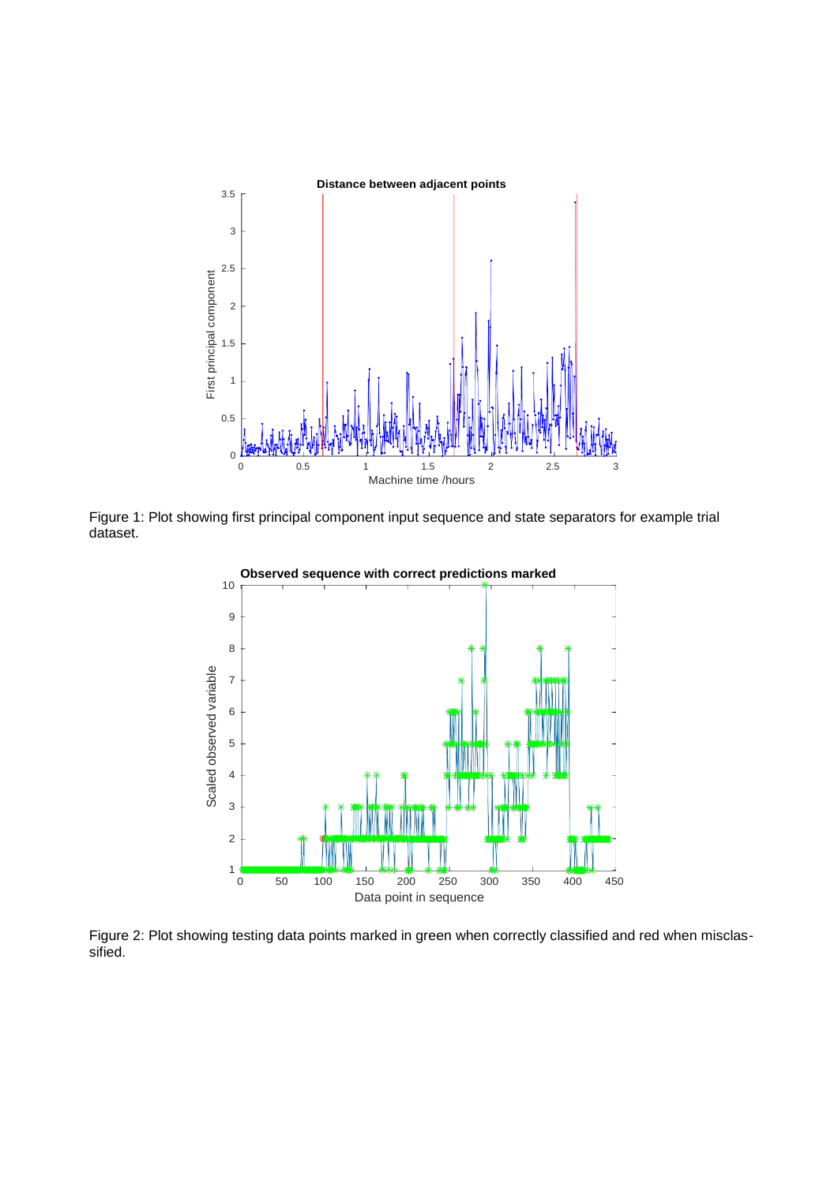Distance between adjacent points

First principal component

Machine time /hours

0 0.5 1 1.5 2 2.5 3

0 0.5 1 1.5 2 2.5 3 3.5

Figure 1: Plot showing first principal component input sequence and state separators for example trial dataset.

Observed sequence with correct predictions marked

Scaled observed variable

Data point in sequence

0 50 100 150 200 250 300 350 400 450

1 2 3 4 5 6 7 8 9 10

Figure 2: Plot showing testing data points marked in green when correctly classified and red when misclassified.